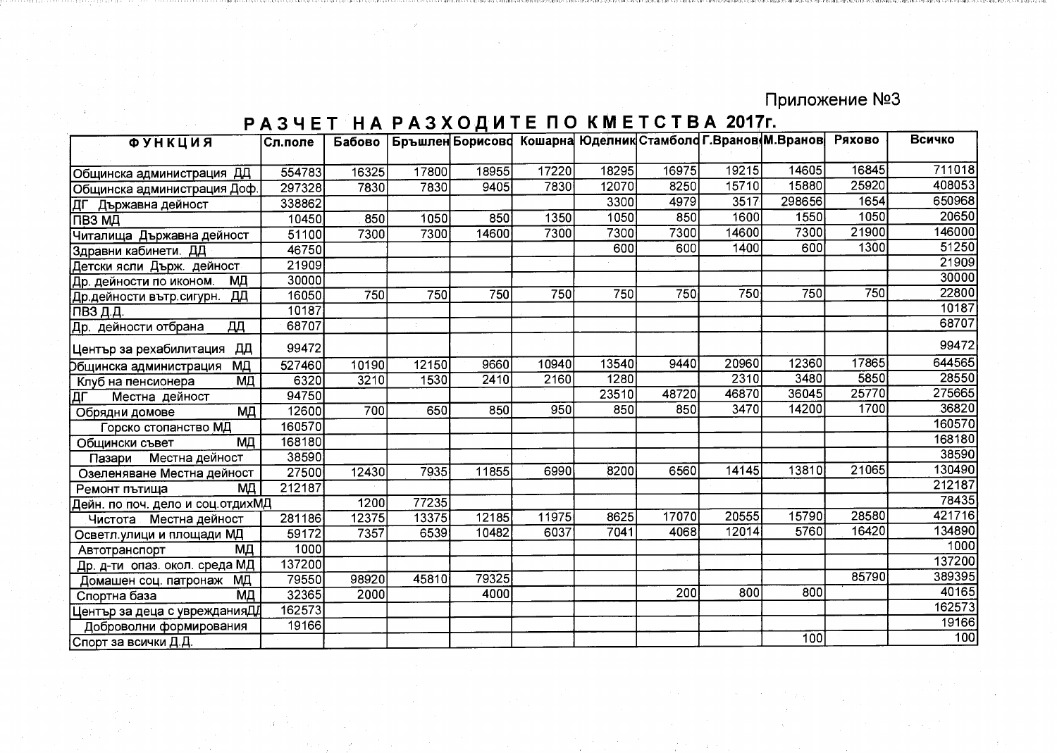Приложение №3

# РАЗЧЕТ НА РАЗХОДИТЕ ПО КМЕТСТВА 2017г.

| ФУНКЦИЯ | Сл.поле | Бабово | Бръшлен | Борисово | Кошарна | Юделник | Стамболово | Г.Враново | М.Враново | Ряхово | Всичко |
|---|---|---|---|---|---|---|---|---|---|---|---|
| Общинска администрация ДД | 554783 | 16325 | 17800 | 18955 | 17220 | 18295 | 16975 | 19215 | 14605 | 16845 | 711018 |
| Общинска администрация Доф. | 297328 | 7830 | 7830 | 9405 | 7830 | 12070 | 8250 | 15710 | 15880 | 25920 | 408053 |
| ДГ Държавна дейност | 338862 | | | | | 3300 | 4979 | 3517 | 298656 | 1654 | 650968 |
| ПВЗ МД | 10450 | 850 | 1050 | 850 | 1350 | 1050 | 850 | 1600 | 1550 | 1050 | 20650 |
| Читалища Държавна дейност | 51100 | 7300 | 7300 | 14600 | 7300 | 7300 | 7300 | 14600 | 7300 | 21900 | 146000 |
| Здравни кабинети. ДД | 46750 | | | | | 600 | 600 | 1400 | 600 | 1300 | 51250 |
| Детски ясли Държ. дейност | 21909 | | | | | | | | | | 21909 |
| Др. дейности по иконом. МД | 30000 | | | | | | | | | | 30000 |
| Др.дейности вътр.сигурн. ДД | 16050 | 750 | 750 | 750 | 750 | 750 | 750 | 750 | 750 | 750 | 22800 |
| ПВЗ Д.Д. | 10187 | | | | | | | | | | 10187 |
| Др. дейности отбрана ДД | 68707 | | | | | | | | | | 68707 |
| Център за рехабилитация ДД | 99472 | | | | | | | | | | 99472 |
| Общинска администрация МД | 527460 | 10190 | 12150 | 9660 | 10940 | 13540 | 9440 | 20960 | 12360 | 17865 | 644565 |
| Клуб на пенсионера МД | 6320 | 3210 | 1530 | 2410 | 2160 | 1280 | | 2310 | 3480 | 5850 | 28550 |
| ДГ Местна дейност | 94750 | | | | | 23510 | 48720 | 46870 | 36045 | 25770 | 275665 |
| Обрядни домове МД | 12600 | 700 | 650 | 850 | 950 | 850 | 850 | 3470 | 14200 | 1700 | 36820 |
| Горско стопанство МД | 160570 | | | | | | | | | | 160570 |
| Общински съвет МД | 168180 | | | | | | | | | | 168180 |
| Пазари Местна дейност | 38590 | | | | | | | | | | 38590 |
| Озеленяване Местна дейност | 27500 | 12430 | 7935 | 11855 | 6990 | 8200 | 6560 | 14145 | 13810 | 21065 | 130490 |
| Ремонт пътища МД | 212187 | | | | | | | | | | 212187 |
| Дейн. по поч. дело и соц.отдихМД | | 1200 | 77235 | | | | | | | | 78435 |
| Чистота Местна дейност | 281186 | 12375 | 13375 | 12185 | 11975 | 8625 | 17070 | 20555 | 15790 | 28580 | 421716 |
| Осветл.улици и площади МД | 59172 | 7357 | 6539 | 10482 | 6037 | 7041 | 4068 | 12014 | 5760 | 16420 | 134890 |
| Автотранспорт МД | 1000 | | | | | | | | | | 1000 |
| Др. д-ти опаз. окол. среда МД | 137200 | | | | | | | | | | 137200 |
| Домашен соц. патронаж МД | 79550 | 98920 | 45810 | 79325 | | | | | | 85790 | 389395 |
| Спортна база МД | 32365 | 2000 | | 4000 | | | 200 | 800 | 800 | | 40165 |
| Център за деца с увреждания ДД | 162573 | | | | | | | | | | 162573 |
| Доброволни формирования | 19166 | | | | | | | | | | 19166 |
| Спорт за всички Д.Д. | | | | | | | | | 100 | | 100 |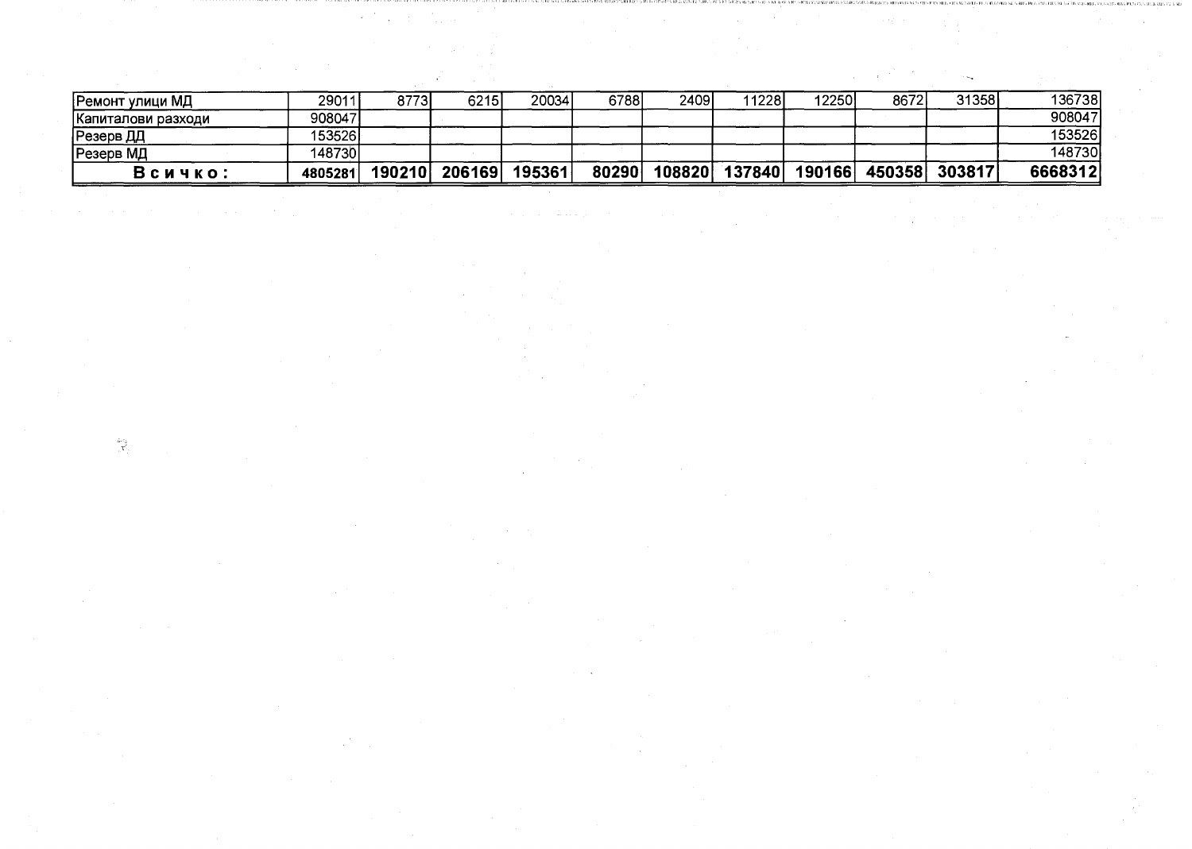| | | | | | | | | | | | |
|---|---|---|---|---|---|---|---|---|---|---|---|
| Ремонт улици МД | 29011 | 8773 | 6215 | 20034 | 6788 | 2409 | 11228 | 12250 | 8672 | 31358 | 136738 |
| Капиталови разходи | 908047 | | | | | | | | | | 908047 |
| Резерв ДД | 153526 | | | | | | | | | | 153526 |
| Резерв МД | 148730 | | | | | | | | | | 148730 |
| **В с и ч к о :** | **4805281** | **190210** | **206169** | **195361** | **80290** | **108820** | **137840** | **190166** | **450358** | **303817** | **6668312** |